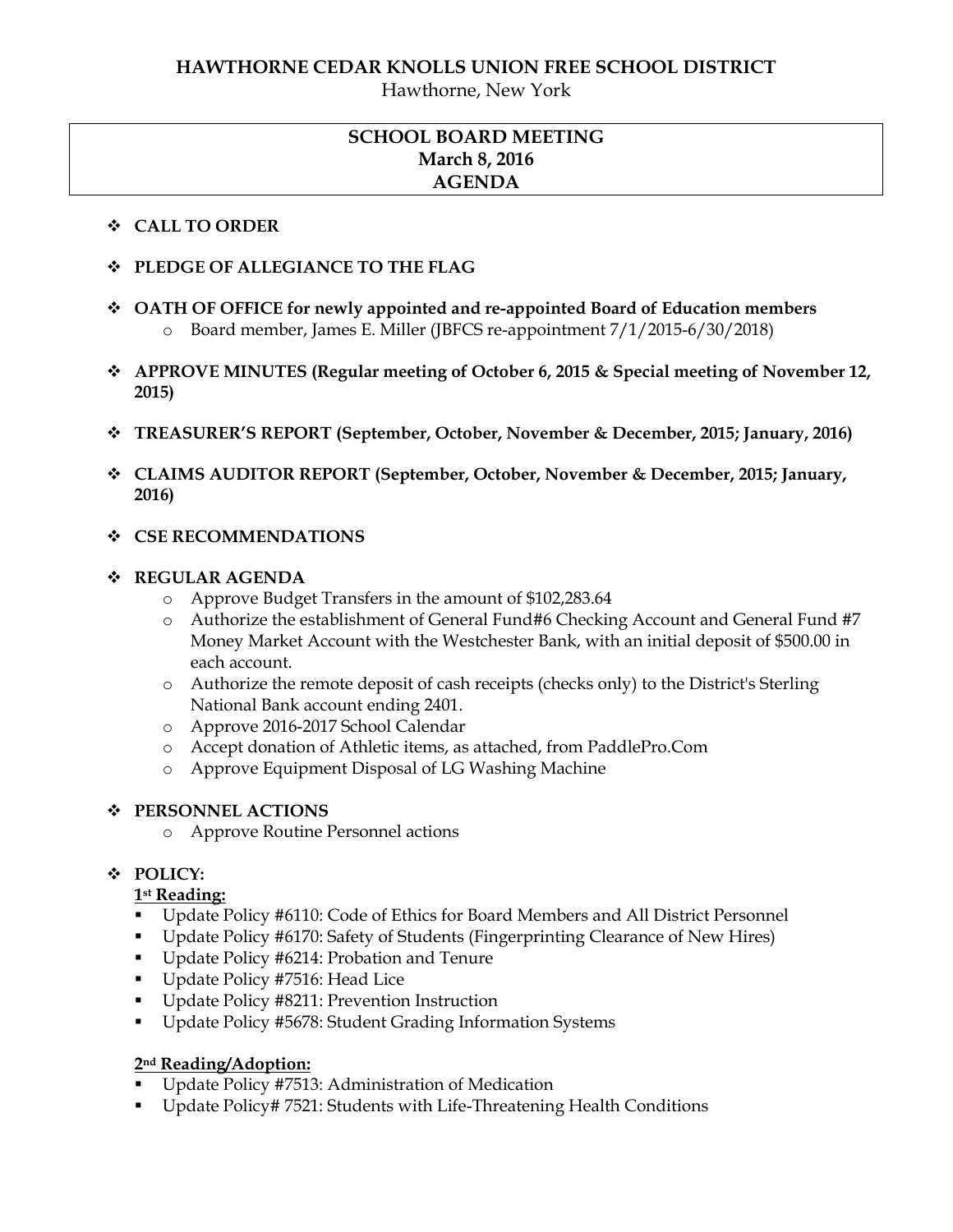# HAWTHORNE CEDAR KNOLLS UNION FREE SCHOOL DISTRICT

Hawthorne, New York

## SCHOOL BOARD MEETING
## March 8, 2016
## AGENDA

- **CALL TO ORDER**

- **PLEDGE OF ALLEGIANCE TO THE FLAG**

- **OATH OF OFFICE for newly appointed and re-appointed Board of Education members**
  - Board member, James E. Miller (JBFCS re-appointment 7/1/2015-6/30/2018)

- **APPROVE MINUTES (Regular meeting of October 6, 2015 & Special meeting of November 12, 2015)**

- **TREASURER'S REPORT (September, October, November & December, 2015; January, 2016)**

- **CLAIMS AUDITOR REPORT (September, October, November & December, 2015; January, 2016)**

- **CSE RECOMMENDATIONS**

- **REGULAR AGENDA**
  - Approve Budget Transfers in the amount of $102,283.64
  - Authorize the establishment of General Fund#6 Checking Account and General Fund #7 Money Market Account with the Westchester Bank, with an initial deposit of $500.00 in each account.
  - Authorize the remote deposit of cash receipts (checks only) to the District's Sterling National Bank account ending 2401.
  - Approve 2016-2017 School Calendar
  - Accept donation of Athletic items, as attached, from PaddlePro.Com
  - Approve Equipment Disposal of LG Washing Machine

- **PERSONNEL ACTIONS**
  - Approve Routine Personnel actions

- **POLICY:**

  **1st Reading:**
  - Update Policy #6110: Code of Ethics for Board Members and All District Personnel
  - Update Policy #6170: Safety of Students (Fingerprinting Clearance of New Hires)
  - Update Policy #6214: Probation and Tenure
  - Update Policy #7516: Head Lice
  - Update Policy #8211: Prevention Instruction
  - Update Policy #5678: Student Grading Information Systems

  **2nd Reading/Adoption:**
  - Update Policy #7513: Administration of Medication
  - Update Policy# 7521: Students with Life-Threatening Health Conditions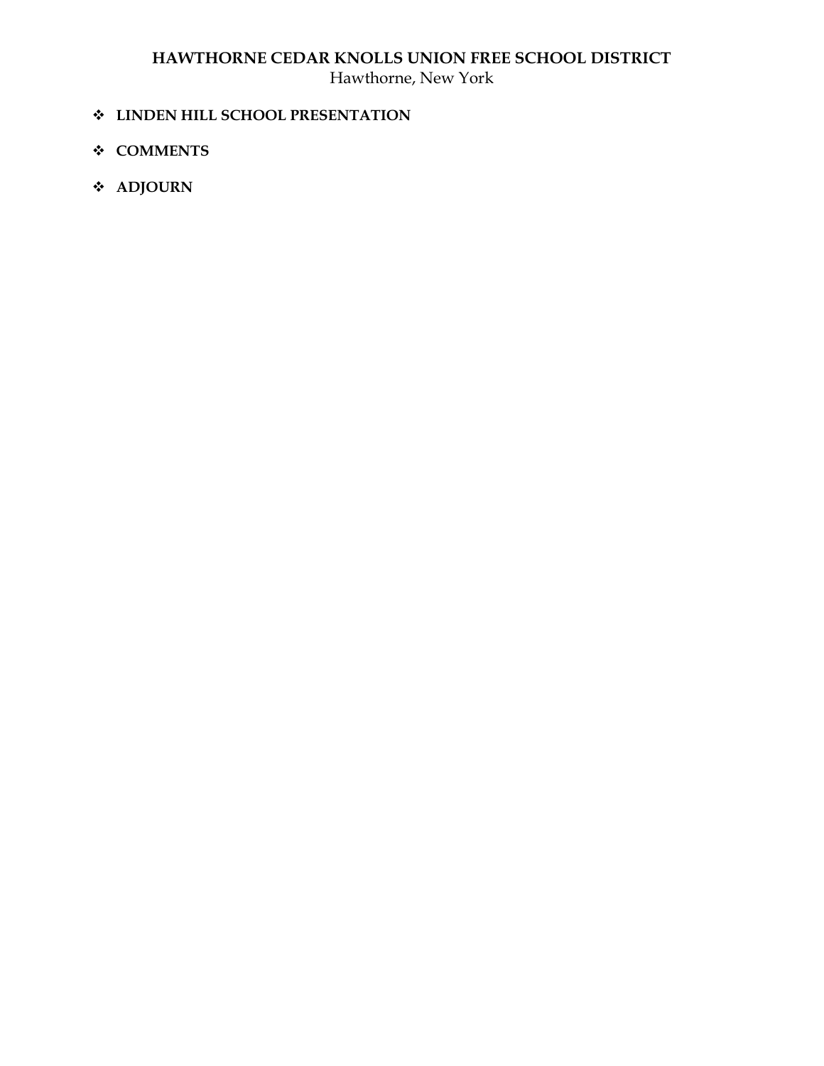**HAWTHORNE CEDAR KNOLLS UNION FREE SCHOOL DISTRICT**
Hawthorne, New York

- **LINDEN HILL SCHOOL PRESENTATION**
- **COMMENTS**
- **ADJOURN**